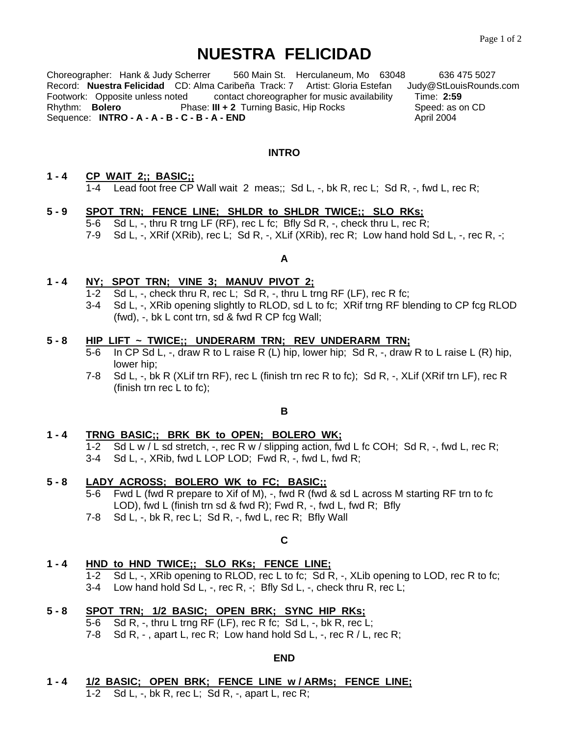// NUESTRA FELICIDAD

Choreographer: Hank & Judy Scherrer 560 Main St. Herculaneum, Mo 63048 636 475 5027
Record: **Nuestra Felicidad** CD: Alma Caribeña Track: 7 Artist: Gloria Estefan Judy@StLouisRounds.com
Footwork: Opposite unless noted contact choreographer for music availability Time: **2:59**
Rhythm: **Bolero** Phase: **III + 2** Turning Basic, Hip Rocks Speed: as on CD
Sequence: **INTRO - A - A - B - C - B - A - END** April 2004

## INTRO

**1 - 4** <u>CP WAIT 2;; BASIC;;</u>
1-4 Lead foot free CP Wall wait 2 meas;; Sd L, -, bk R, rec L; Sd R, -, fwd L, rec R;

**5 - 9** <u>SPOT TRN; FENCE LINE; SHLDR to SHLDR TWICE;; SLO RKs;</u>
5-6 Sd L, -, thru R trng LF (RF), rec L fc; Bfly Sd R, -, check thru L, rec R;
7-9 Sd L, -, XRif (XRib), rec L; Sd R, -, XLif (XRib), rec R; Low hand hold Sd L, -, rec R, -;

## A

**1 - 4** <u>NY; SPOT TRN; VINE 3; MANUV PIVOT 2;</u>
1-2 Sd L, -, check thru R, rec L; Sd R, -, thru L trng RF (LF), rec R fc;
3-4 Sd L, -, XRib opening slightly to RLOD, sd L to fc; XRif trng RF blending to CP fcg RLOD (fwd), -, bk L cont trn, sd & fwd R CP fcg Wall;

**5 - 8** <u>HIP LIFT ~ TWICE;; UNDERARM TRN; REV UNDERARM TRN;</u>
5-6 In CP Sd L, -, draw R to L raise R (L) hip, lower hip; Sd R, -, draw R to L raise L (R) hip, lower hip;
7-8 Sd L, -, bk R (XLif trn RF), rec L (finish trn rec R to fc); Sd R, -, XLif (XRif trn LF), rec R (finish trn rec L to fc);

## B

**1 - 4** <u>TRNG BASIC;; BRK BK to OPEN; BOLERO WK;</u>
1-2 Sd L w / L sd stretch, -, rec R w / slipping action, fwd L fc COH; Sd R, -, fwd L, rec R;
3-4 Sd L, -, XRib, fwd L LOP LOD; Fwd R, -, fwd L, fwd R;

**5 - 8** <u>LADY ACROSS; BOLERO WK to FC; BASIC;;</u>
5-6 Fwd L (fwd R prepare to Xif of M), -, fwd R (fwd & sd L across M starting RF trn to fc LOD), fwd L (finish trn sd & fwd R); Fwd R, -, fwd L, fwd R; Bfly
7-8 Sd L, -, bk R, rec L; Sd R, -, fwd L, rec R; Bfly Wall

## C

**1 - 4** <u>HND to HND TWICE;; SLO RKs; FENCE LINE;</u>
1-2 Sd L, -, XRib opening to RLOD, rec L to fc; Sd R, -, XLib opening to LOD, rec R to fc;
3-4 Low hand hold Sd L, -, rec R, -; Bfly Sd L, -, check thru R, rec L;

**5 - 8** <u>SPOT TRN; 1/2 BASIC; OPEN BRK; SYNC HIP RKs;</u>
5-6 Sd R, -, thru L trng RF (LF), rec R fc; Sd L, -, bk R, rec L;
7-8 Sd R, - , apart L, rec R; Low hand hold Sd L, -, rec R / L, rec R;

## END

**1 - 4** <u>1/2 BASIC; OPEN BRK; FENCE LINE w / ARMs; FENCE LINE;</u>
1-2 Sd L, -, bk R, rec L; Sd R, -, apart L, rec R;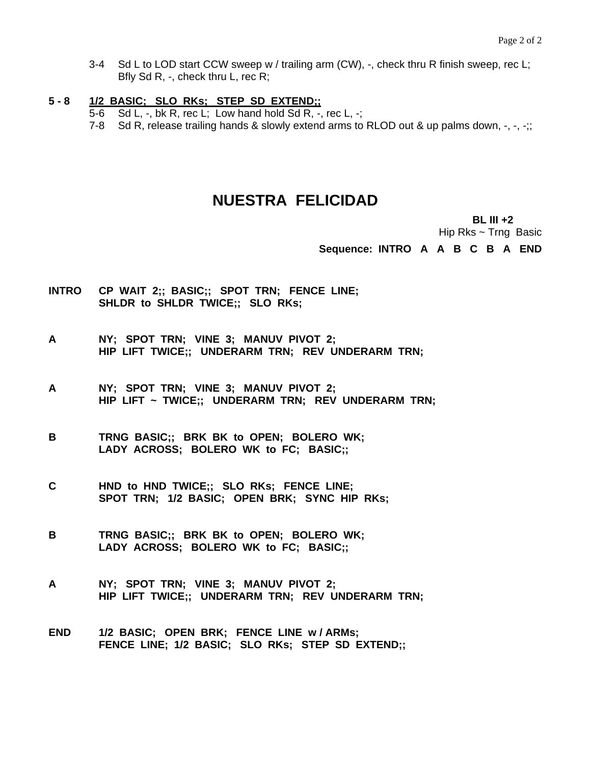3-4 Sd L to LOD start CCW sweep w / trailing arm (CW), -, check thru R finish sweep, rec L; Bfly Sd R, -, check thru L, rec R;

**5 - 8 <u>1/2 BASIC; SLO RKs; STEP SD EXTEND;;</u>**

5-6 Sd L, -, bk R, rec L; Low hand hold Sd R, -, rec L, -;

7-8 Sd R, release trailing hands & slowly extend arms to RLOD out & up palms down, -, -, -;;

# NUESTRA FELICIDAD

**BL III +2**

Hip Rks ~ Trng Basic

**Sequence: INTRO A A B C B A END**

**INTRO** **CP WAIT 2;; BASIC;; SPOT TRN; FENCE LINE;**
**SHLDR to SHLDR TWICE;; SLO RKs;**

**A** **NY; SPOT TRN; VINE 3; MANUV PIVOT 2;**
**HIP LIFT TWICE;; UNDERARM TRN; REV UNDERARM TRN;**

**A** **NY; SPOT TRN; VINE 3; MANUV PIVOT 2;**
**HIP LIFT ~ TWICE;; UNDERARM TRN; REV UNDERARM TRN;**

**B** **TRNG BASIC;; BRK BK to OPEN; BOLERO WK;**
**LADY ACROSS; BOLERO WK to FC; BASIC;;**

**C** **HND to HND TWICE;; SLO RKs; FENCE LINE;**
**SPOT TRN; 1/2 BASIC; OPEN BRK; SYNC HIP RKs;**

**B** **TRNG BASIC;; BRK BK to OPEN; BOLERO WK;**
**LADY ACROSS; BOLERO WK to FC; BASIC;;**

**A** **NY; SPOT TRN; VINE 3; MANUV PIVOT 2;**
**HIP LIFT TWICE;; UNDERARM TRN; REV UNDERARM TRN;**

**END** **1/2 BASIC; OPEN BRK; FENCE LINE w / ARMs;**
**FENCE LINE; 1/2 BASIC; SLO RKs; STEP SD EXTEND;;**